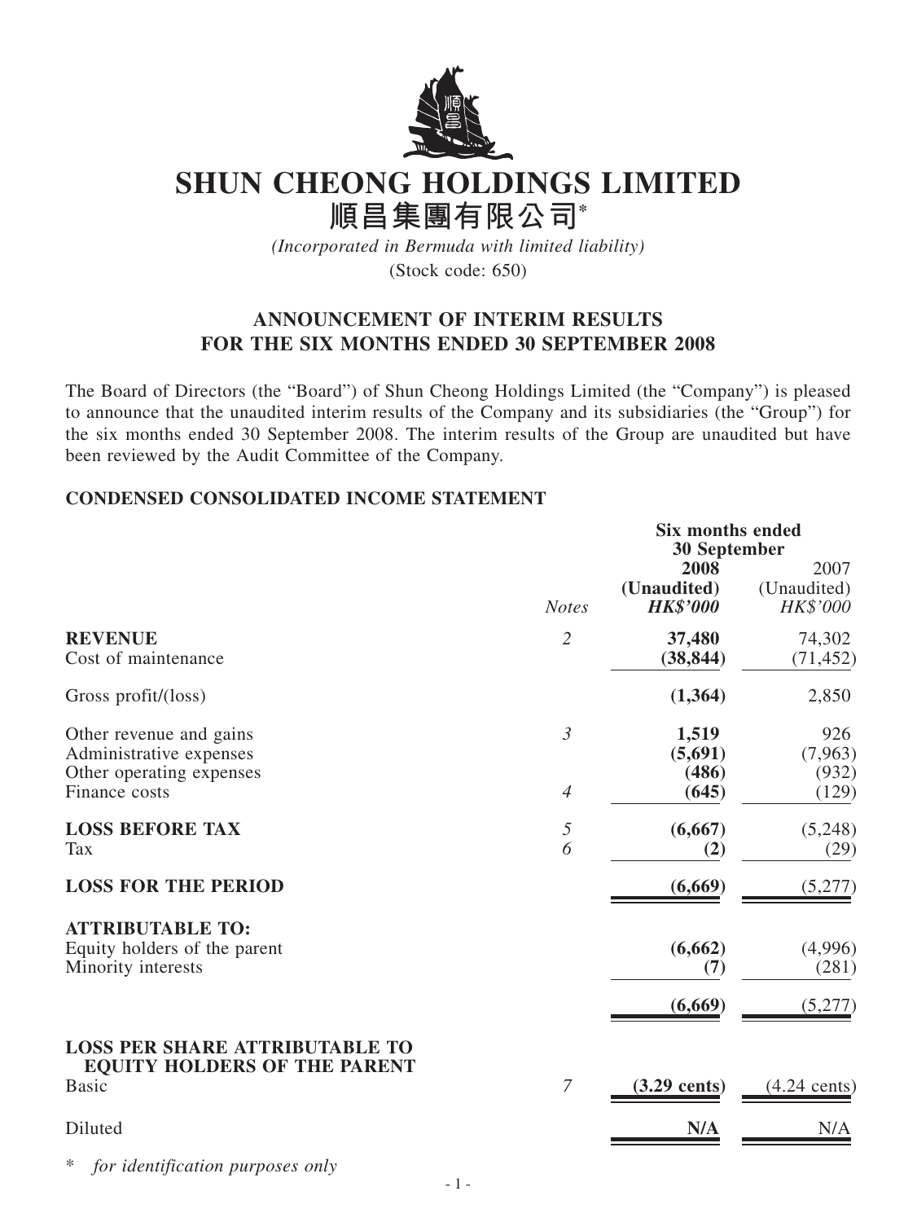# SHUN CHEONG HOLDINGS LIMITED

# 順昌集團有限公司*

*(Incorporated in Bermuda with limited liability)*

(Stock code: 650)

## ANNOUNCEMENT OF INTERIM RESULTS FOR THE SIX MONTHS ENDED 30 SEPTEMBER 2008

The Board of Directors (the "Board") of Shun Cheong Holdings Limited (the "Company") is pleased to announce that the unaudited interim results of the Company and its subsidiaries (the "Group") for the six months ended 30 September 2008. The interim results of the Group are unaudited but have been reviewed by the Audit Committee of the Company.

### CONDENSED CONSOLIDATED INCOME STATEMENT

| | | Six months ended 30 September | |
|---|---|---|---|
| | | **2008** | 2007 |
| | | **(Unaudited)** | (Unaudited) |
| | *Notes* | ***HK$'000*** | *HK$'000* |
| **REVENUE** | 2 | **37,480** | 74,302 |
| Cost of maintenance | | **(38,844)** | (71,452) |
| Gross profit/(loss) | | **(1,364)** | 2,850 |
| Other revenue and gains | 3 | **1,519** | 926 |
| Administrative expenses | | **(5,691)** | (7,963) |
| Other operating expenses | | **(486)** | (932) |
| Finance costs | 4 | **(645)** | (129) |
| **LOSS BEFORE TAX** | 5 | **(6,667)** | (5,248) |
| Tax | 6 | **(2)** | (29) |
| **LOSS FOR THE PERIOD** | | **(6,669)** | (5,277) |
| **ATTRIBUTABLE TO:** | | | |
| Equity holders of the parent | | **(6,662)** | (4,996) |
| Minority interests | | **(7)** | (281) |
| | | **(6,669)** | (5,277) |
| **LOSS PER SHARE ATTRIBUTABLE TO EQUITY HOLDERS OF THE PARENT** | | | |
| Basic | 7 | **(3.29 cents)** | (4.24 cents) |
| Diluted | | **N/A** | N/A |

\* *for identification purposes only*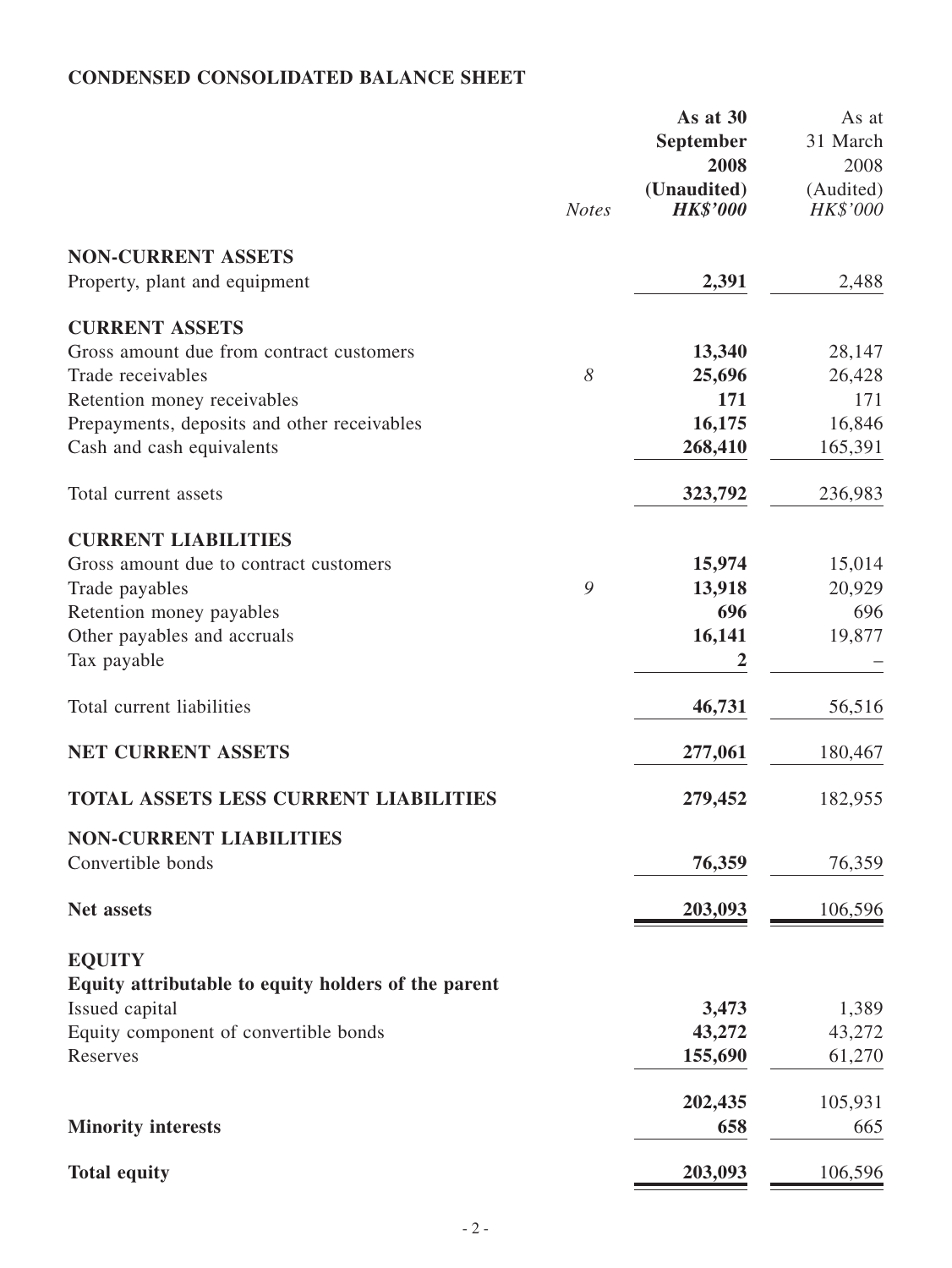## CONDENSED CONSOLIDATED BALANCE SHEET

| | *Notes* | **As at 30 September 2008 (Unaudited)** ***HK$'000*** | As at 31 March 2008 (Audited) *HK$'000* |
|---|---|---|---|
| **NON-CURRENT ASSETS** | | | |
| Property, plant and equipment | | **2,391** | 2,488 |
| **CURRENT ASSETS** | | | |
| Gross amount due from contract customers | | **13,340** | 28,147 |
| Trade receivables | *8* | **25,696** | 26,428 |
| Retention money receivables | | **171** | 171 |
| Prepayments, deposits and other receivables | | **16,175** | 16,846 |
| Cash and cash equivalents | | **268,410** | 165,391 |
| Total current assets | | **323,792** | 236,983 |
| **CURRENT LIABILITIES** | | | |
| Gross amount due to contract customers | | **15,974** | 15,014 |
| Trade payables | *9* | **13,918** | 20,929 |
| Retention money payables | | **696** | 696 |
| Other payables and accruals | | **16,141** | 19,877 |
| Tax payable | | **2** | – |
| Total current liabilities | | **46,731** | 56,516 |
| **NET CURRENT ASSETS** | | **277,061** | 180,467 |
| **TOTAL ASSETS LESS CURRENT LIABILITIES** | | **279,452** | 182,955 |
| **NON-CURRENT LIABILITIES** | | | |
| Convertible bonds | | **76,359** | 76,359 |
| **Net assets** | | **203,093** | 106,596 |
| **EQUITY** | | | |
| **Equity attributable to equity holders of the parent** | | | |
| Issued capital | | **3,473** | 1,389 |
| Equity component of convertible bonds | | **43,272** | 43,272 |
| Reserves | | **155,690** | 61,270 |
| | | **202,435** | 105,931 |
| **Minority interests** | | **658** | 665 |
| **Total equity** | | **203,093** | 106,596 |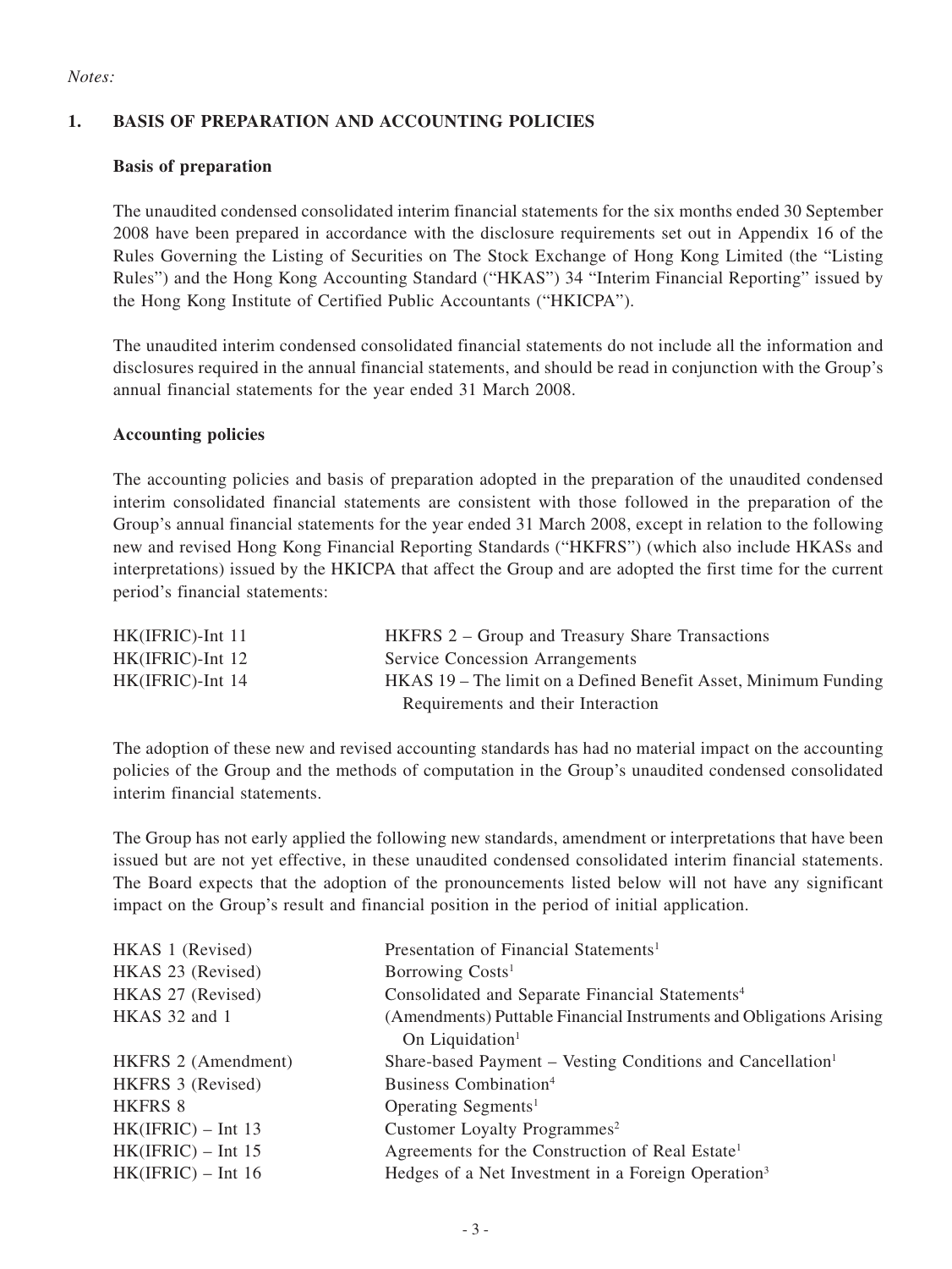*Notes:*

## 1. BASIS OF PREPARATION AND ACCOUNTING POLICIES

### Basis of preparation

The unaudited condensed consolidated interim financial statements for the six months ended 30 September 2008 have been prepared in accordance with the disclosure requirements set out in Appendix 16 of the Rules Governing the Listing of Securities on The Stock Exchange of Hong Kong Limited (the "Listing Rules") and the Hong Kong Accounting Standard ("HKAS") 34 "Interim Financial Reporting" issued by the Hong Kong Institute of Certified Public Accountants ("HKICPA").

The unaudited interim condensed consolidated financial statements do not include all the information and disclosures required in the annual financial statements, and should be read in conjunction with the Group's annual financial statements for the year ended 31 March 2008.

### Accounting policies

The accounting policies and basis of preparation adopted in the preparation of the unaudited condensed interim consolidated financial statements are consistent with those followed in the preparation of the Group's annual financial statements for the year ended 31 March 2008, except in relation to the following new and revised Hong Kong Financial Reporting Standards ("HKFRS") (which also include HKASs and interpretations) issued by the HKICPA that affect the Group and are adopted the first time for the current period's financial statements:

| | |
|---|---|
| HK(IFRIC)-Int 11 | HKFRS 2 – Group and Treasury Share Transactions |
| HK(IFRIC)-Int 12 | Service Concession Arrangements |
| HK(IFRIC)-Int 14 | HKAS 19 – The limit on a Defined Benefit Asset, Minimum Funding Requirements and their Interaction |

The adoption of these new and revised accounting standards has had no material impact on the accounting policies of the Group and the methods of computation in the Group's unaudited condensed consolidated interim financial statements.

The Group has not early applied the following new standards, amendment or interpretations that have been issued but are not yet effective, in these unaudited condensed consolidated interim financial statements. The Board expects that the adoption of the pronouncements listed below will not have any significant impact on the Group's result and financial position in the period of initial application.

| | |
|---|---|
| HKAS 1 (Revised) | Presentation of Financial Statements[1] |
| HKAS 23 (Revised) | Borrowing Costs[1] |
| HKAS 27 (Revised) | Consolidated and Separate Financial Statements[4] |
| HKAS 32 and 1 | (Amendments) Puttable Financial Instruments and Obligations Arising On Liquidation[1] |
| HKFRS 2 (Amendment) | Share-based Payment – Vesting Conditions and Cancellation[1] |
| HKFRS 3 (Revised) | Business Combination[4] |
| HKFRS 8 | Operating Segments[1] |
| HK(IFRIC) – Int 13 | Customer Loyalty Programmes[2] |
| HK(IFRIC) – Int 15 | Agreements for the Construction of Real Estate[1] |
| HK(IFRIC) – Int 16 | Hedges of a Net Investment in a Foreign Operation[3] |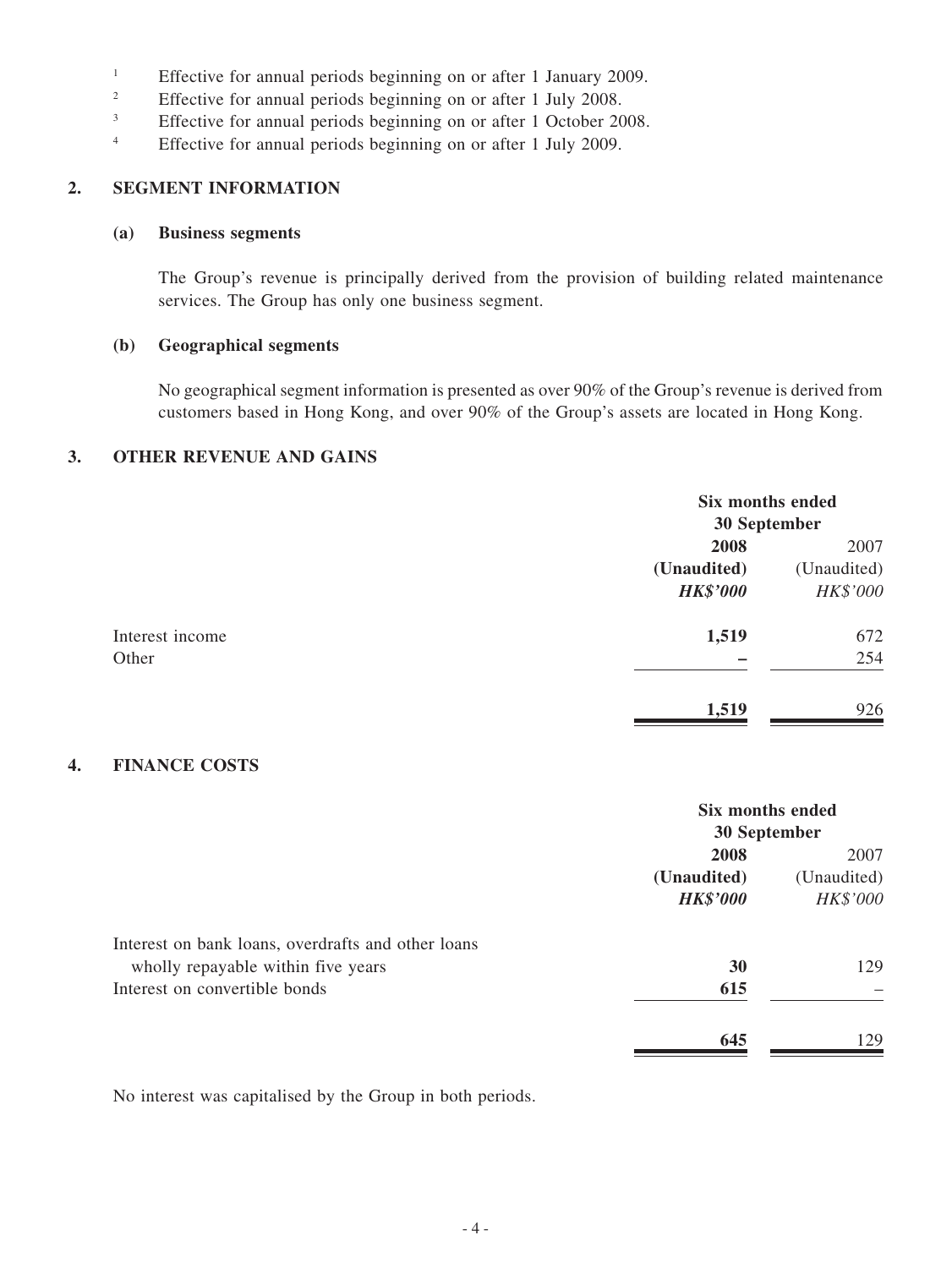[1] Effective for annual periods beginning on or after 1 January 2009.
[2] Effective for annual periods beginning on or after 1 July 2008.
[3] Effective for annual periods beginning on or after 1 October 2008.
[4] Effective for annual periods beginning on or after 1 July 2009.

## 2. SEGMENT INFORMATION

### (a) Business segments

The Group's revenue is principally derived from the provision of building related maintenance services. The Group has only one business segment.

### (b) Geographical segments

No geographical segment information is presented as over 90% of the Group's revenue is derived from customers based in Hong Kong, and over 90% of the Group's assets are located in Hong Kong.

## 3. OTHER REVENUE AND GAINS

| | Six months ended 30 September | |
|---|---|---|
| | **2008** | 2007 |
| | **(Unaudited)** | (Unaudited) |
| | ***HK$'000*** | *HK$'000* |
| Interest income | **1,519** | 672 |
| Other | **–** | 254 |
| | **1,519** | 926 |

## 4. FINANCE COSTS

| | Six months ended 30 September | |
|---|---|---|
| | **2008** | 2007 |
| | **(Unaudited)** | (Unaudited) |
| | ***HK$'000*** | *HK$'000* |
| Interest on bank loans, overdrafts and other loans wholly repayable within five years | **30** | 129 |
| Interest on convertible bonds | **615** | – |
| | **645** | 129 |

No interest was capitalised by the Group in both periods.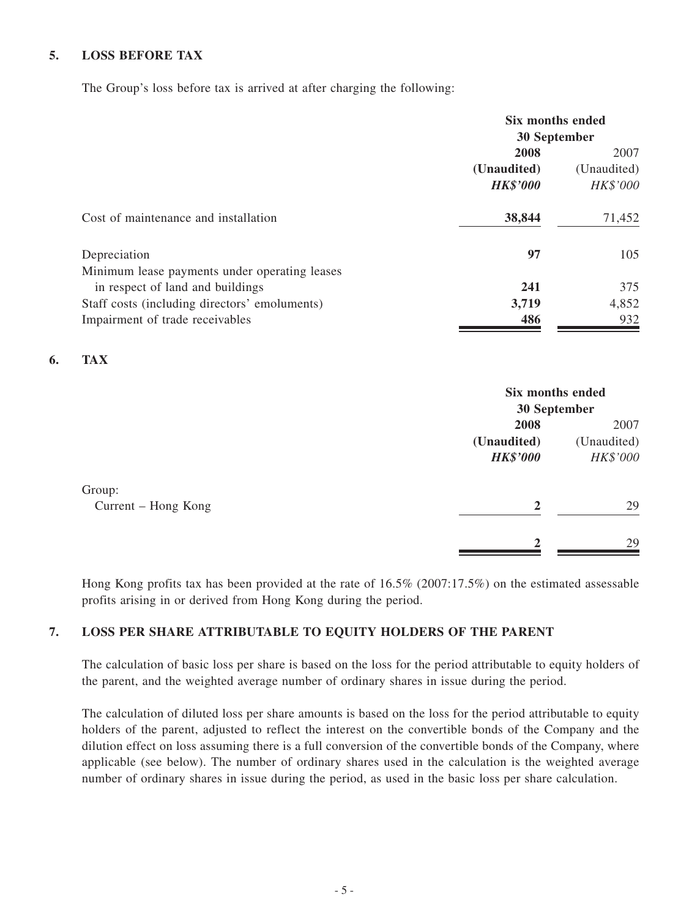## 5. LOSS BEFORE TAX

The Group's loss before tax is arrived at after charging the following:

| | Six months ended 30 September | |
|---|---|---|
| | **2008** | 2007 |
| | **(Unaudited)** | (Unaudited) |
| | ***HK$'000*** | *HK$'000* |
| Cost of maintenance and installation | **38,844** | 71,452 |
| Depreciation | **97** | 105 |
| Minimum lease payments under operating leases in respect of land and buildings | **241** | 375 |
| Staff costs (including directors' emoluments) | **3,719** | 4,852 |
| Impairment of trade receivables | **486** | 932 |

## 6. TAX

| | Six months ended 30 September | |
|---|---|---|
| | **2008** | 2007 |
| | **(Unaudited)** | (Unaudited) |
| | ***HK$'000*** | *HK$'000* |
| Group: | | |
| Current – Hong Kong | **2** | 29 |
| | **2** | 29 |

Hong Kong profits tax has been provided at the rate of 16.5% (2007:17.5%) on the estimated assessable profits arising in or derived from Hong Kong during the period.

## 7. LOSS PER SHARE ATTRIBUTABLE TO EQUITY HOLDERS OF THE PARENT

The calculation of basic loss per share is based on the loss for the period attributable to equity holders of the parent, and the weighted average number of ordinary shares in issue during the period.

The calculation of diluted loss per share amounts is based on the loss for the period attributable to equity holders of the parent, adjusted to reflect the interest on the convertible bonds of the Company and the dilution effect on loss assuming there is a full conversion of the convertible bonds of the Company, where applicable (see below). The number of ordinary shares used in the calculation is the weighted average number of ordinary shares in issue during the period, as used in the basic loss per share calculation.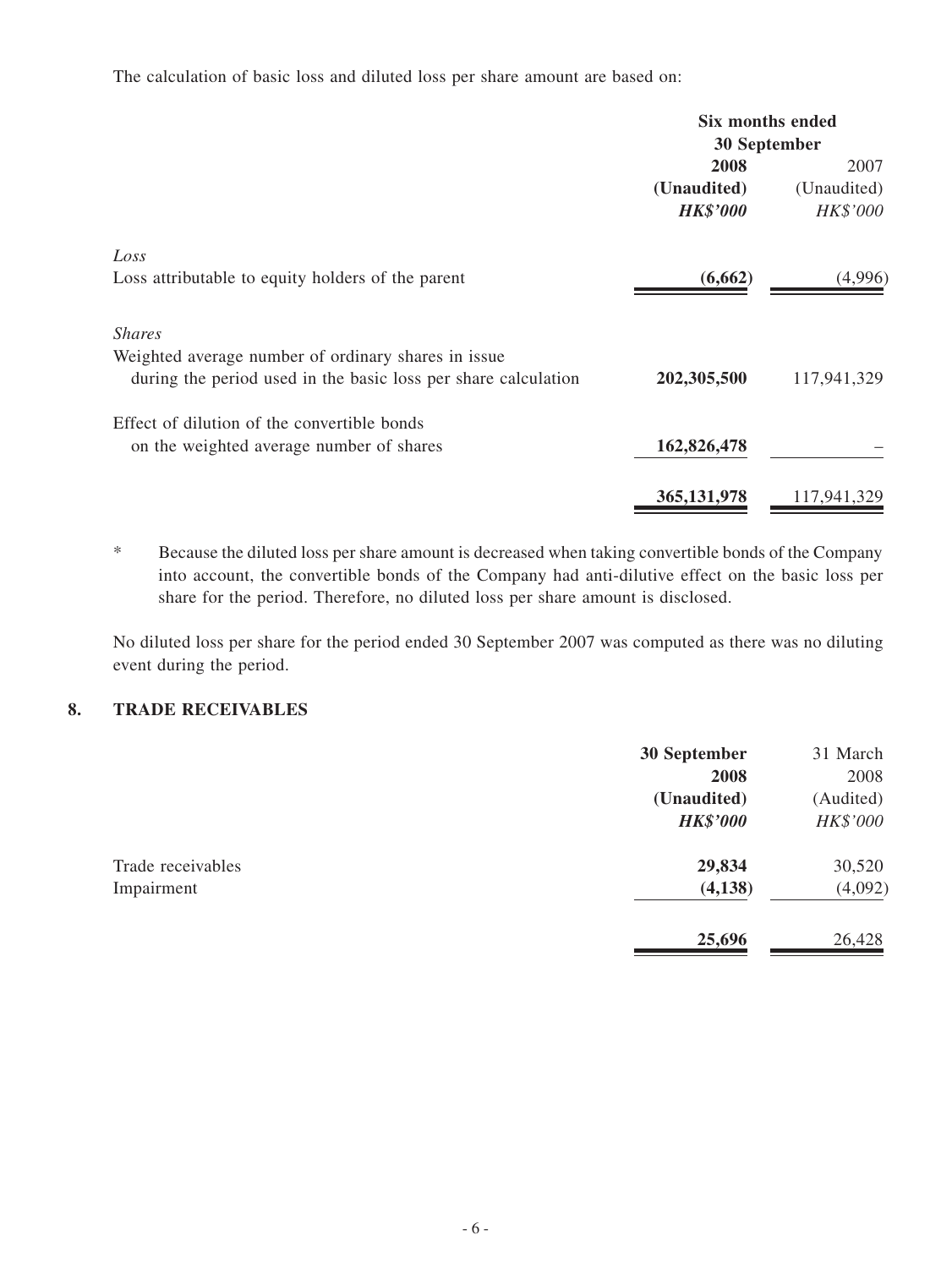The calculation of basic loss and diluted loss per share amount are based on:

| | Six months ended 30 September | |
|---|---|---|
| | **2008** | 2007 |
| | **(Unaudited)** | (Unaudited) |
| | ***HK$'000*** | *HK$'000* |
| *Loss* | | |
| Loss attributable to equity holders of the parent | **(6,662)** | (4,996) |
| *Shares* | | |
| Weighted average number of ordinary shares in issue during the period used in the basic loss per share calculation | **202,305,500** | 117,941,329 |
| Effect of dilution of the convertible bonds on the weighted average number of shares | **162,826,478** | – |
| | **365,131,978** | 117,941,329 |

\* Because the diluted loss per share amount is decreased when taking convertible bonds of the Company into account, the convertible bonds of the Company had anti-dilutive effect on the basic loss per share for the period. Therefore, no diluted loss per share amount is disclosed.

No diluted loss per share for the period ended 30 September 2007 was computed as there was no diluting event during the period.

## 8. TRADE RECEIVABLES

| | **30 September 2008** | 31 March 2008 |
|---|---|---|
| | **(Unaudited)** | (Audited) |
| | ***HK$'000*** | *HK$'000* |
| Trade receivables | **29,834** | 30,520 |
| Impairment | **(4,138)** | (4,092) |
| | **25,696** | 26,428 |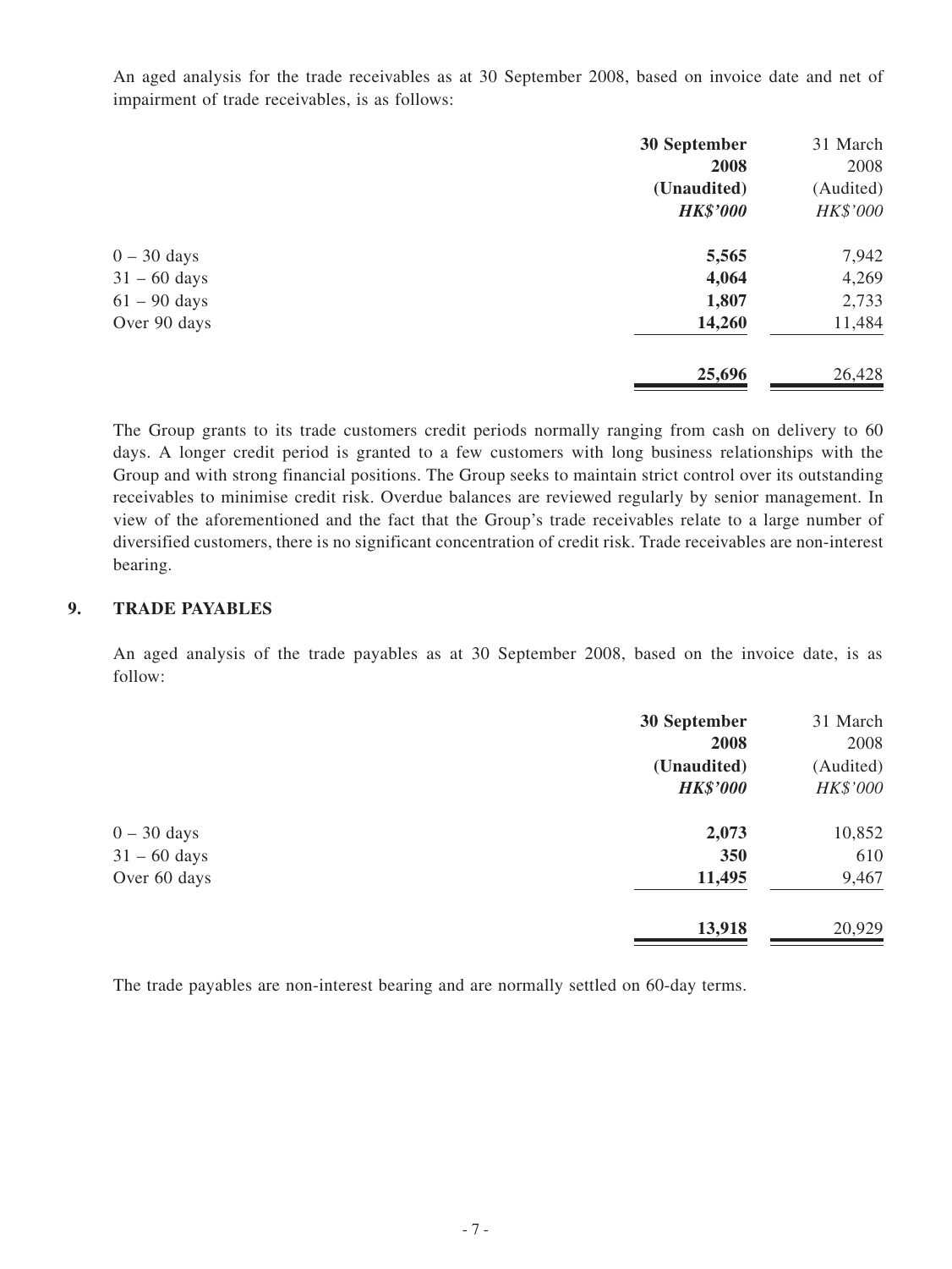An aged analysis for the trade receivables as at 30 September 2008, based on invoice date and net of impairment of trade receivables, is as follows:

| | **30 September 2008** | 31 March 2008 |
|---|---|---|
| | **(Unaudited)** | (Audited) |
| | ***HK$'000*** | *HK$'000* |
| 0 – 30 days | **5,565** | 7,942 |
| 31 – 60 days | **4,064** | 4,269 |
| 61 – 90 days | **1,807** | 2,733 |
| Over 90 days | **14,260** | 11,484 |
| | **25,696** | 26,428 |

The Group grants to its trade customers credit periods normally ranging from cash on delivery to 60 days. A longer credit period is granted to a few customers with long business relationships with the Group and with strong financial positions. The Group seeks to maintain strict control over its outstanding receivables to minimise credit risk. Overdue balances are reviewed regularly by senior management. In view of the aforementioned and the fact that the Group's trade receivables relate to a large number of diversified customers, there is no significant concentration of credit risk. Trade receivables are non-interest bearing.

## 9. TRADE PAYABLES

An aged analysis of the trade payables as at 30 September 2008, based on the invoice date, is as follow:

| | **30 September 2008** | 31 March 2008 |
|---|---|---|
| | **(Unaudited)** | (Audited) |
| | ***HK$'000*** | *HK$'000* |
| 0 – 30 days | **2,073** | 10,852 |
| 31 – 60 days | **350** | 610 |
| Over 60 days | **11,495** | 9,467 |
| | **13,918** | 20,929 |

The trade payables are non-interest bearing and are normally settled on 60-day terms.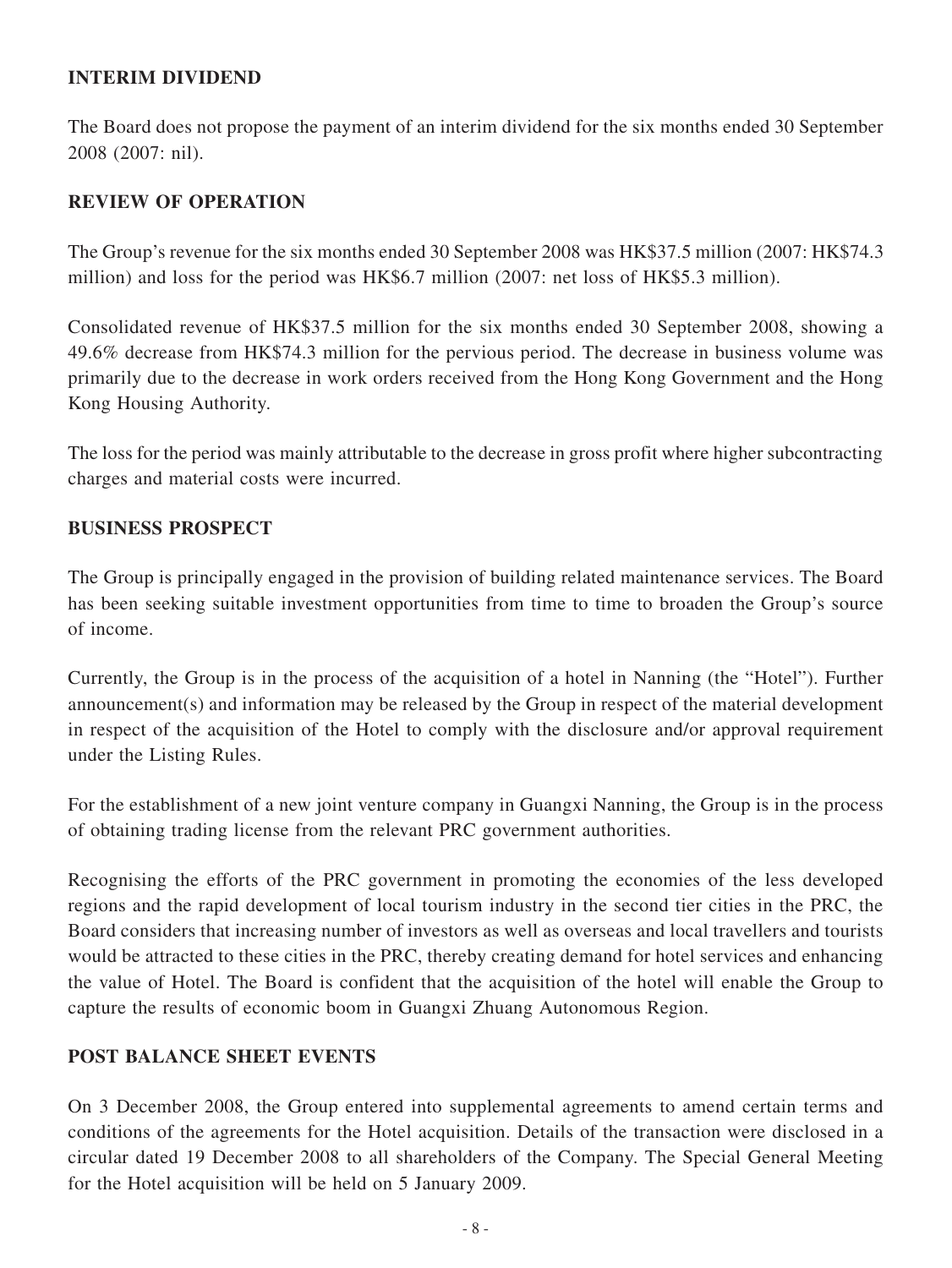## INTERIM DIVIDEND

The Board does not propose the payment of an interim dividend for the six months ended 30 September 2008 (2007: nil).

## REVIEW OF OPERATION

The Group's revenue for the six months ended 30 September 2008 was HK$37.5 million (2007: HK$74.3 million) and loss for the period was HK$6.7 million (2007: net loss of HK$5.3 million).

Consolidated revenue of HK$37.5 million for the six months ended 30 September 2008, showing a 49.6% decrease from HK$74.3 million for the pervious period. The decrease in business volume was primarily due to the decrease in work orders received from the Hong Kong Government and the Hong Kong Housing Authority.

The loss for the period was mainly attributable to the decrease in gross profit where higher subcontracting charges and material costs were incurred.

## BUSINESS PROSPECT

The Group is principally engaged in the provision of building related maintenance services. The Board has been seeking suitable investment opportunities from time to time to broaden the Group's source of income.

Currently, the Group is in the process of the acquisition of a hotel in Nanning (the "Hotel"). Further announcement(s) and information may be released by the Group in respect of the material development in respect of the acquisition of the Hotel to comply with the disclosure and/or approval requirement under the Listing Rules.

For the establishment of a new joint venture company in Guangxi Nanning, the Group is in the process of obtaining trading license from the relevant PRC government authorities.

Recognising the efforts of the PRC government in promoting the economies of the less developed regions and the rapid development of local tourism industry in the second tier cities in the PRC, the Board considers that increasing number of investors as well as overseas and local travellers and tourists would be attracted to these cities in the PRC, thereby creating demand for hotel services and enhancing the value of Hotel. The Board is confident that the acquisition of the hotel will enable the Group to capture the results of economic boom in Guangxi Zhuang Autonomous Region.

## POST BALANCE SHEET EVENTS

On 3 December 2008, the Group entered into supplemental agreements to amend certain terms and conditions of the agreements for the Hotel acquisition. Details of the transaction were disclosed in a circular dated 19 December 2008 to all shareholders of the Company. The Special General Meeting for the Hotel acquisition will be held on 5 January 2009.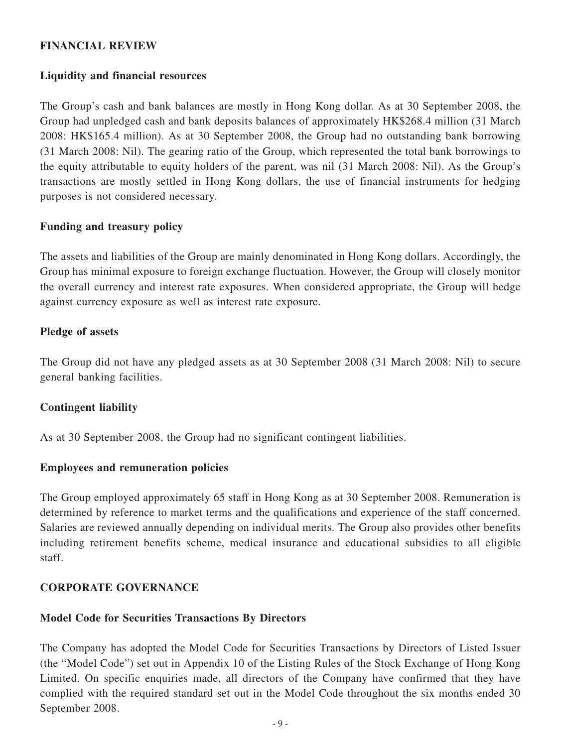## FINANCIAL REVIEW

### Liquidity and financial resources

The Group's cash and bank balances are mostly in Hong Kong dollar. As at 30 September 2008, the Group had unpledged cash and bank deposits balances of approximately HK$268.4 million (31 March 2008: HK$165.4 million). As at 30 September 2008, the Group had no outstanding bank borrowing (31 March 2008: Nil). The gearing ratio of the Group, which represented the total bank borrowings to the equity attributable to equity holders of the parent, was nil (31 March 2008: Nil). As the Group's transactions are mostly settled in Hong Kong dollars, the use of financial instruments for hedging purposes is not considered necessary.

### Funding and treasury policy

The assets and liabilities of the Group are mainly denominated in Hong Kong dollars. Accordingly, the Group has minimal exposure to foreign exchange fluctuation. However, the Group will closely monitor the overall currency and interest rate exposures. When considered appropriate, the Group will hedge against currency exposure as well as interest rate exposure.

### Pledge of assets

The Group did not have any pledged assets as at 30 September 2008 (31 March 2008: Nil) to secure general banking facilities.

### Contingent liability

As at 30 September 2008, the Group had no significant contingent liabilities.

### Employees and remuneration policies

The Group employed approximately 65 staff in Hong Kong as at 30 September 2008. Remuneration is determined by reference to market terms and the qualifications and experience of the staff concerned. Salaries are reviewed annually depending on individual merits. The Group also provides other benefits including retirement benefits scheme, medical insurance and educational subsidies to all eligible staff.

## CORPORATE GOVERNANCE

### Model Code for Securities Transactions By Directors

The Company has adopted the Model Code for Securities Transactions by Directors of Listed Issuer (the "Model Code") set out in Appendix 10 of the Listing Rules of the Stock Exchange of Hong Kong Limited. On specific enquiries made, all directors of the Company have confirmed that they have complied with the required standard set out in the Model Code throughout the six months ended 30 September 2008.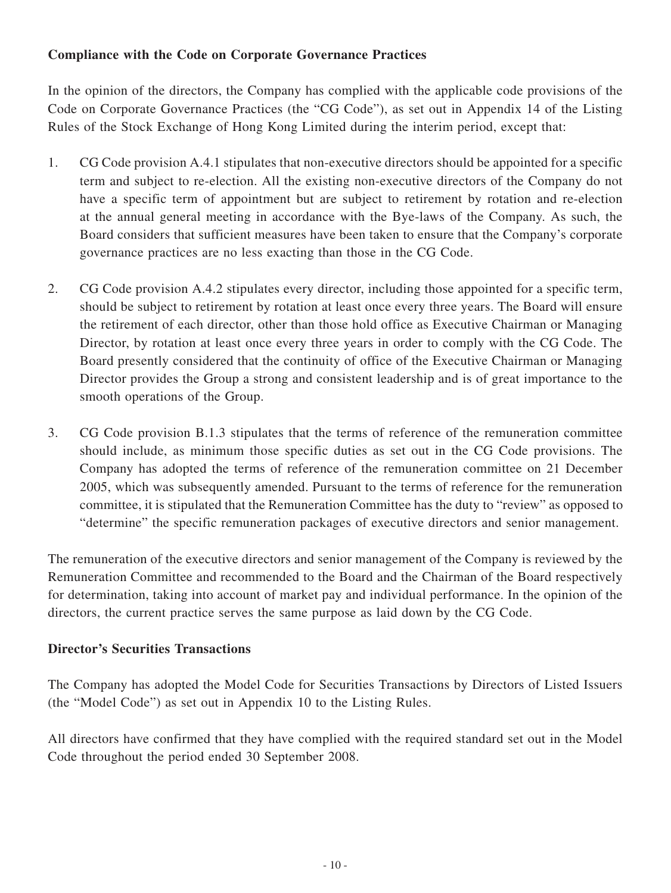**Compliance with the Code on Corporate Governance Practices**

In the opinion of the directors, the Company has complied with the applicable code provisions of the Code on Corporate Governance Practices (the "CG Code"), as set out in Appendix 14 of the Listing Rules of the Stock Exchange of Hong Kong Limited during the interim period, except that:

1. CG Code provision A.4.1 stipulates that non-executive directors should be appointed for a specific term and subject to re-election. All the existing non-executive directors of the Company do not have a specific term of appointment but are subject to retirement by rotation and re-election at the annual general meeting in accordance with the Bye-laws of the Company. As such, the Board considers that sufficient measures have been taken to ensure that the Company's corporate governance practices are no less exacting than those in the CG Code.

2. CG Code provision A.4.2 stipulates every director, including those appointed for a specific term, should be subject to retirement by rotation at least once every three years. The Board will ensure the retirement of each director, other than those hold office as Executive Chairman or Managing Director, by rotation at least once every three years in order to comply with the CG Code. The Board presently considered that the continuity of office of the Executive Chairman or Managing Director provides the Group a strong and consistent leadership and is of great importance to the smooth operations of the Group.

3. CG Code provision B.1.3 stipulates that the terms of reference of the remuneration committee should include, as minimum those specific duties as set out in the CG Code provisions. The Company has adopted the terms of reference of the remuneration committee on 21 December 2005, which was subsequently amended. Pursuant to the terms of reference for the remuneration committee, it is stipulated that the Remuneration Committee has the duty to "review" as opposed to "determine" the specific remuneration packages of executive directors and senior management.

The remuneration of the executive directors and senior management of the Company is reviewed by the Remuneration Committee and recommended to the Board and the Chairman of the Board respectively for determination, taking into account of market pay and individual performance. In the opinion of the directors, the current practice serves the same purpose as laid down by the CG Code.

**Director's Securities Transactions**

The Company has adopted the Model Code for Securities Transactions by Directors of Listed Issuers (the "Model Code") as set out in Appendix 10 to the Listing Rules.

All directors have confirmed that they have complied with the required standard set out in the Model Code throughout the period ended 30 September 2008.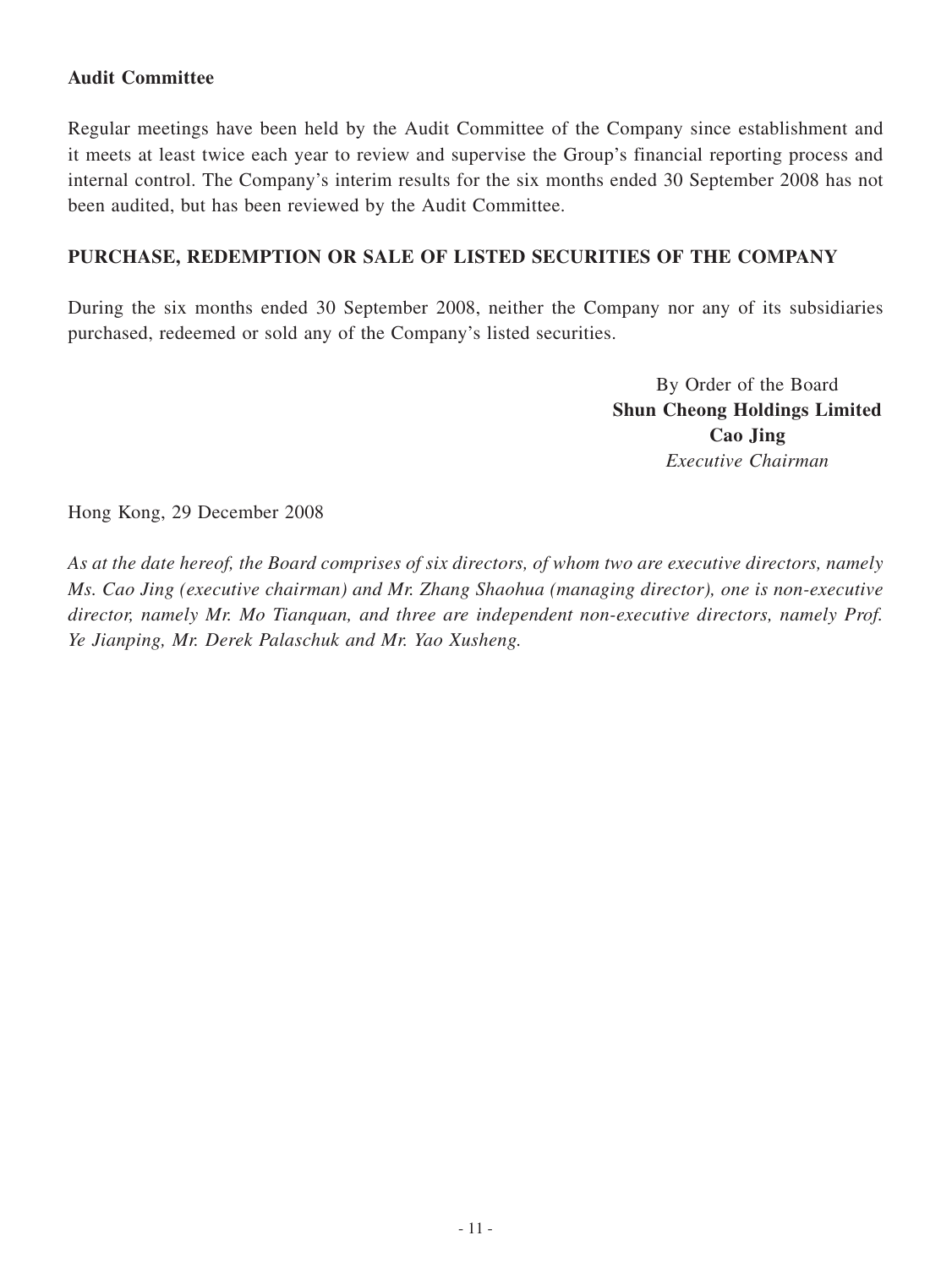**Audit Committee**

Regular meetings have been held by the Audit Committee of the Company since establishment and it meets at least twice each year to review and supervise the Group's financial reporting process and internal control. The Company's interim results for the six months ended 30 September 2008 has not been audited, but has been reviewed by the Audit Committee.

## PURCHASE, REDEMPTION OR SALE OF LISTED SECURITIES OF THE COMPANY

During the six months ended 30 September 2008, neither the Company nor any of its subsidiaries purchased, redeemed or sold any of the Company's listed securities.

By Order of the Board
**Shun Cheong Holdings Limited**
**Cao Jing**
*Executive Chairman*

Hong Kong, 29 December 2008

*As at the date hereof, the Board comprises of six directors, of whom two are executive directors, namely Ms. Cao Jing (executive chairman) and Mr. Zhang Shaohua (managing director), one is non-executive director, namely Mr. Mo Tianquan, and three are independent non-executive directors, namely Prof. Ye Jianping, Mr. Derek Palaschuk and Mr. Yao Xusheng.*